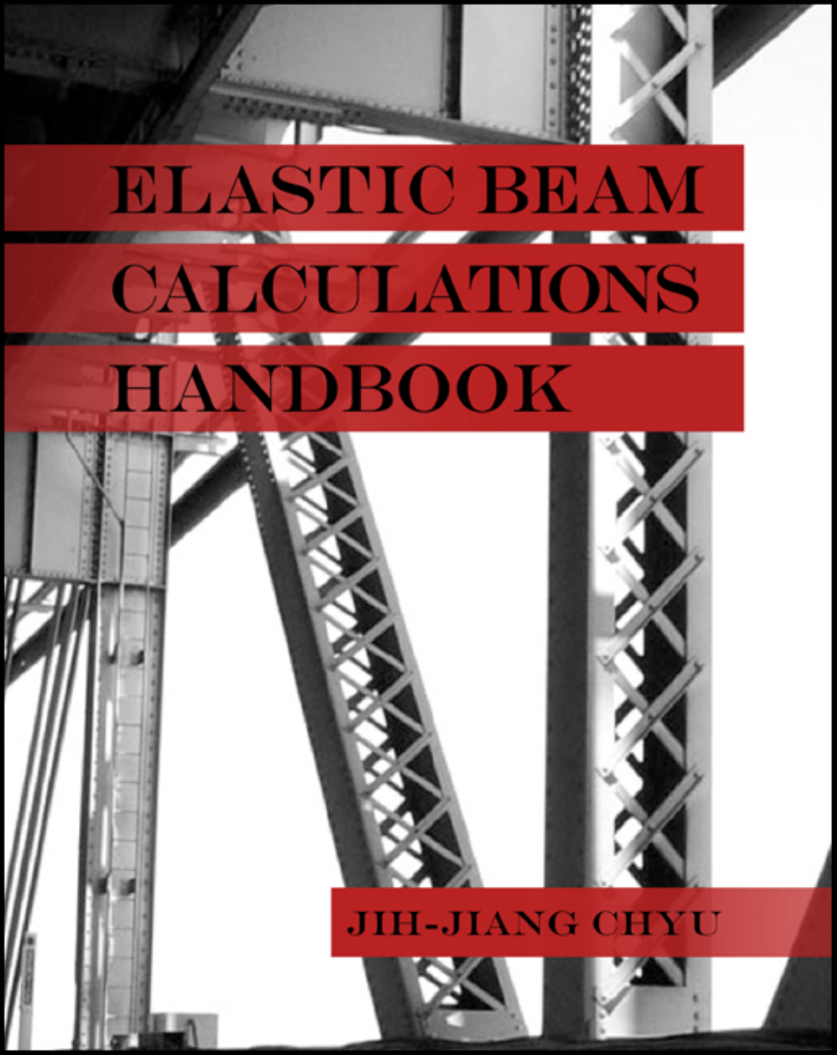# ELASTIC BEAM CALCULATIONS HANDBOOK

JIH-JIANG CHYU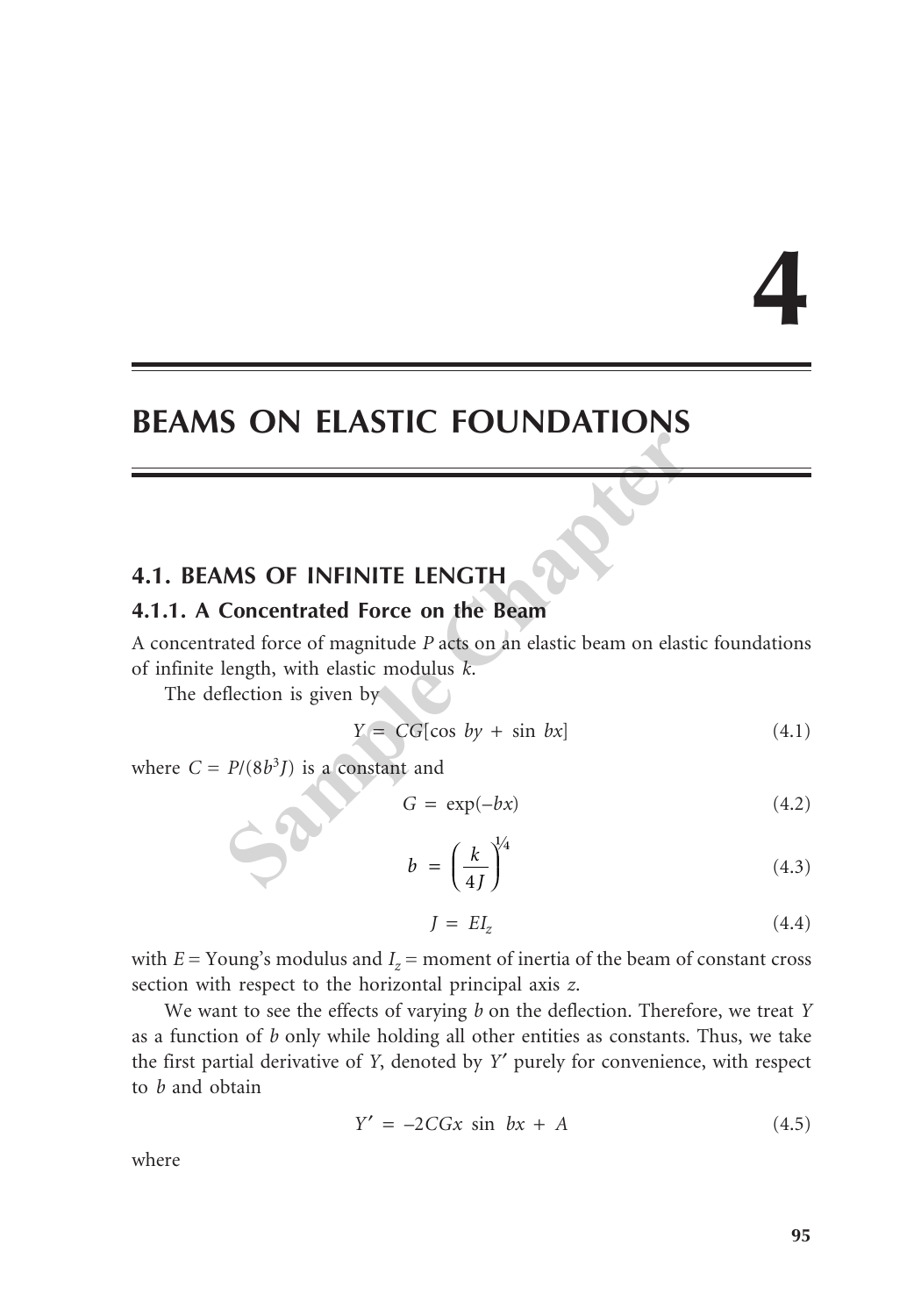# 4

# BEAMS ON ELASTIC FOUNDATIONS

## 4.1. BEAMS OF INFINITE LENGTH

### 4.1.1. A Concentrated Force on the Beam

A concentrated force of magnitude $P$ acts on an elastic beam on elastic foundations of infinite length, with elastic modulus $k$.

The deflection is given by

$$Y = CG[\cos\, by + \sin\, bx] \tag{4.1}$$

where $C = P/(8b^3J)$ is a constant and

$$G = \exp(-bx) \tag{4.2}$$

$$b = \left(\frac{k}{4J}\right)^{1/4} \tag{4.3}$$

$$J = EI_z \tag{4.4}$$

with $E$ = Young's modulus and $I_z$ = moment of inertia of the beam of constant cross section with respect to the horizontal principal axis $z$.

We want to see the effects of varying $b$ on the deflection. Therefore, we treat $Y$ as a function of $b$ only while holding all other entities as constants. Thus, we take the first partial derivative of $Y$, denoted by $Y'$ purely for convenience, with respect to $b$ and obtain

$$Y' = -2CGx\, \sin\, bx + A \tag{4.5}$$

where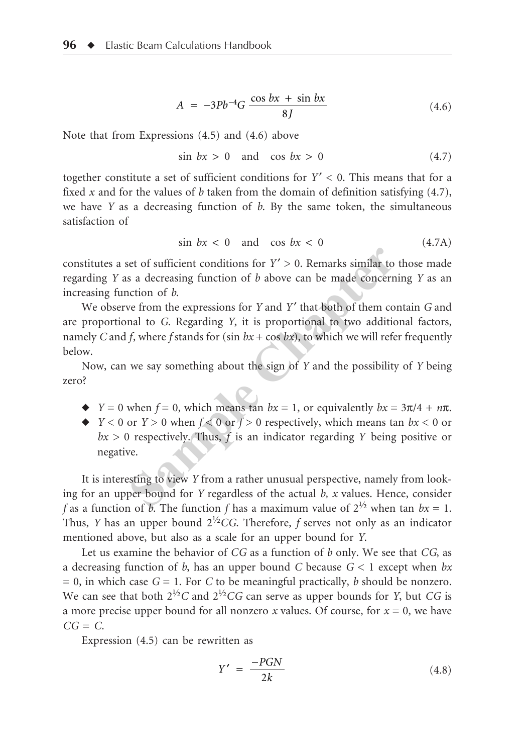$$A = -3Pb^{-4}G \frac{\cos bx + \sin bx}{8J} \tag{4.6}$$

Note that from Expressions (4.5) and (4.6) above

$$\sin bx > 0 \quad \text{and} \quad \cos bx > 0 \tag{4.7}$$

together constitute a set of sufficient conditions for $Y' < 0$. This means that for a fixed $x$ and for the values of $b$ taken from the domain of definition satisfying (4.7), we have $Y$ as a decreasing function of $b$. By the same token, the simultaneous satisfaction of

$$\sin bx < 0 \quad \text{and} \quad \cos bx < 0 \tag{4.7A}$$

constitutes a set of sufficient conditions for $Y' > 0$. Remarks similar to those made regarding $Y$ as a decreasing function of $b$ above can be made concerning $Y$ as an increasing function of $b$.

We observe from the expressions for $Y$ and $Y'$ that both of them contain $G$ and are proportional to $G$. Regarding $Y$, it is proportional to two additional factors, namely $C$ and $f$, where $f$ stands for ($\sin bx + \cos bx$), to which we will refer frequently below.

Now, can we say something about the sign of $Y$ and the possibility of $Y$ being zero?

- $Y = 0$ when $f = 0$, which means $\tan bx = 1$, or equivalently $bx = 3\pi/4 + n\pi$.
- $Y < 0$ or $Y > 0$ when $f < 0$ or $f > 0$ respectively, which means $\tan bx < 0$ or $bx > 0$ respectively. Thus, $f$ is an indicator regarding $Y$ being positive or negative.

It is interesting to view $Y$ from a rather unusual perspective, namely from looking for an upper bound for $Y$ regardless of the actual $b$, $x$ values. Hence, consider $f$ as a function of $b$. The function $f$ has a maximum value of $2^{1/2}$ when $\tan bx = 1$. Thus, $Y$ has an upper bound $2^{1/2}CG$. Therefore, $f$ serves not only as an indicator mentioned above, but also as a scale for an upper bound for $Y$.

Let us examine the behavior of $CG$ as a function of $b$ only. We see that $CG$, as a decreasing function of $b$, has an upper bound $C$ because $G < 1$ except when $bx = 0$, in which case $G = 1$. For $C$ to be meaningful practically, $b$ should be nonzero. We can see that both $2^{1/2}C$ and $2^{1/2}CG$ can serve as upper bounds for $Y$, but $CG$ is a more precise upper bound for all nonzero $x$ values. Of course, for $x = 0$, we have $CG = C$.

Expression (4.5) can be rewritten as

$$Y' = \frac{-PGN}{2k} \tag{4.8}$$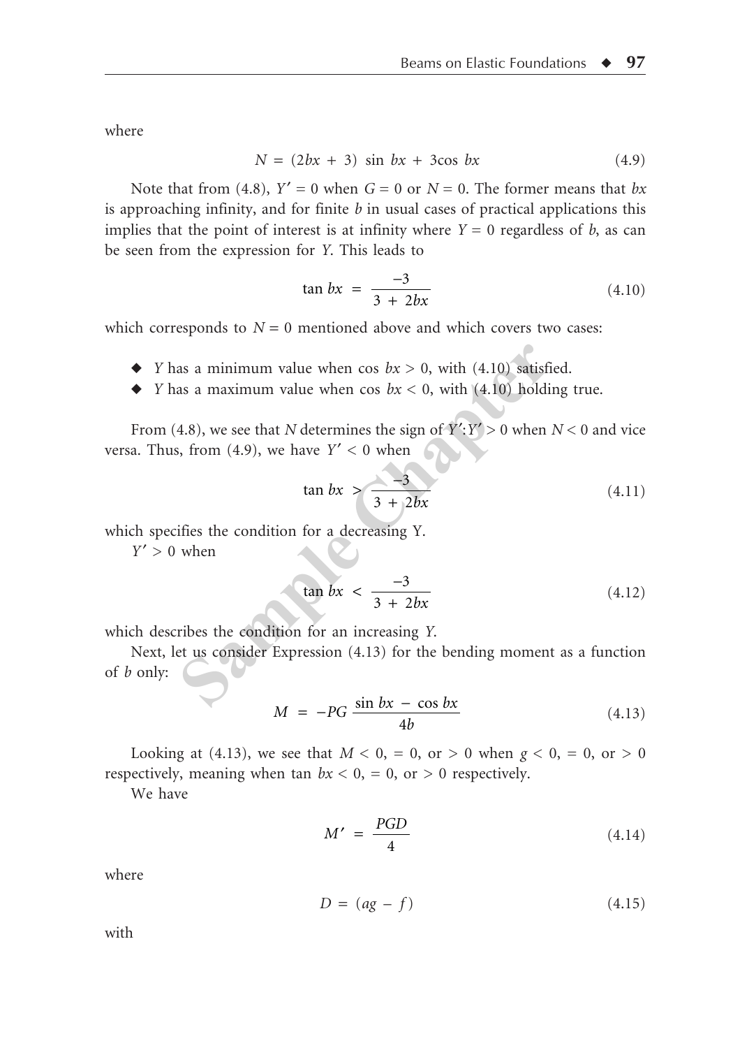where

$$N = (2bx + 3)\ \sin bx + 3\cos bx \tag{4.9}$$

Note that from (4.8), $Y' = 0$ when $G = 0$ or $N = 0$. The former means that $bx$ is approaching infinity, and for finite $b$ in usual cases of practical applications this implies that the point of interest is at infinity where $Y = 0$ regardless of $b$, as can be seen from the expression for $Y$. This leads to

$$\tan bx = \frac{-3}{3 + 2bx} \tag{4.10}$$

which corresponds to $N = 0$ mentioned above and which covers two cases:

- $Y$ has a minimum value when $\cos bx > 0$, with (4.10) satisfied.
- $Y$ has a maximum value when $\cos bx < 0$, with (4.10) holding true.

From (4.8), we see that $N$ determines the sign of $Y'$:$Y' > 0$ when $N < 0$ and vice versa. Thus, from (4.9), we have $Y' < 0$ when

$$\tan bx > \frac{-3}{3 + 2bx} \tag{4.11}$$

which specifies the condition for a decreasing Y.

$Y' > 0$ when

$$\tan bx < \frac{-3}{3 + 2bx} \tag{4.12}$$

which describes the condition for an increasing $Y$.

Next, let us consider Expression (4.13) for the bending moment as a function of $b$ only:

$$M = -PG\,\frac{\sin bx - \cos bx}{4b} \tag{4.13}$$

Looking at (4.13), we see that $M < 0$, $= 0$, or $> 0$ when $g < 0$, $= 0$, or $> 0$ respectively, meaning when $\tan bx < 0$, $= 0$, or $> 0$ respectively.

We have

$$M' = \frac{PGD}{4} \tag{4.14}$$

where

$$D = (ag - f) \tag{4.15}$$

with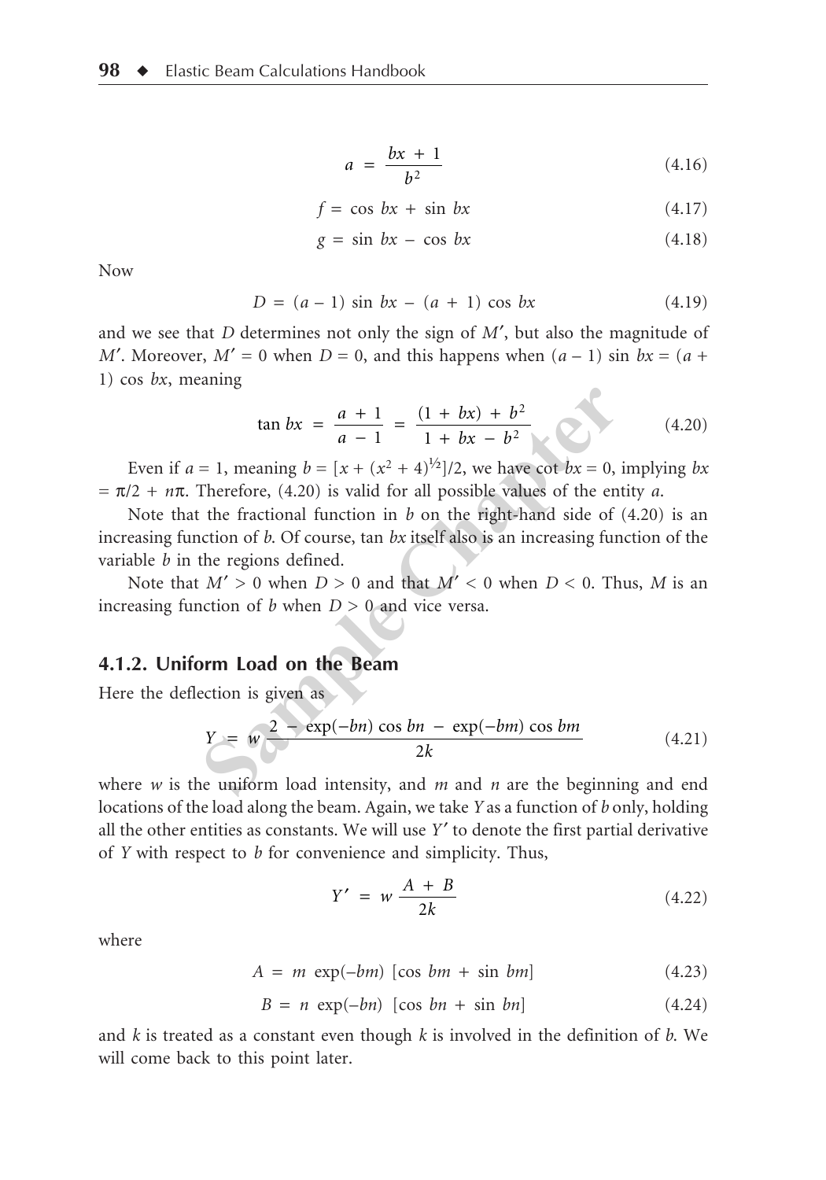$$a = \frac{bx + 1}{b^2} \tag{4.16}$$

$$f = \cos bx + \sin bx \tag{4.17}$$

$$g = \sin bx - \cos bx \tag{4.18}$$

Now

$$D = (a - 1) \sin bx - (a + 1) \cos bx \tag{4.19}$$

and we see that $D$ determines not only the sign of $M'$, but also the magnitude of $M'$. Moreover, $M' = 0$ when $D = 0$, and this happens when $(a - 1) \sin bx = (a + 1) \cos bx$, meaning

$$\tan bx = \frac{a + 1}{a - 1} = \frac{(1 + bx) + b^2}{1 + bx - b^2} \tag{4.20}$$

Even if $a = 1$, meaning $b = [x + (x^2 + 4)^{1/2}]/2$, we have $\cot bx = 0$, implying $bx = \pi/2 + n\pi$. Therefore, (4.20) is valid for all possible values of the entity $a$.

Note that the fractional function in $b$ on the right-hand side of (4.20) is an increasing function of $b$. Of course, $\tan bx$ itself also is an increasing function of the variable $b$ in the regions defined.

Note that $M' > 0$ when $D > 0$ and that $M' < 0$ when $D < 0$. Thus, $M$ is an increasing function of $b$ when $D > 0$ and vice versa.

## 4.1.2. Uniform Load on the Beam

Here the deflection is given as

$$Y = w \frac{2 - \exp(-bn) \cos bn - \exp(-bm) \cos bm}{2k} \tag{4.21}$$

where $w$ is the uniform load intensity, and $m$ and $n$ are the beginning and end locations of the load along the beam. Again, we take $Y$ as a function of $b$ only, holding all the other entities as constants. We will use $Y'$ to denote the first partial derivative of $Y$ with respect to $b$ for convenience and simplicity. Thus,

$$Y' = w \frac{A + B}{2k} \tag{4.22}$$

where

$$A = m \exp(-bm) [\cos bm + \sin bm] \tag{4.23}$$

$$B = n \exp(-bn) [\cos bn + \sin bn] \tag{4.24}$$

and $k$ is treated as a constant even though $k$ is involved in the definition of $b$. We will come back to this point later.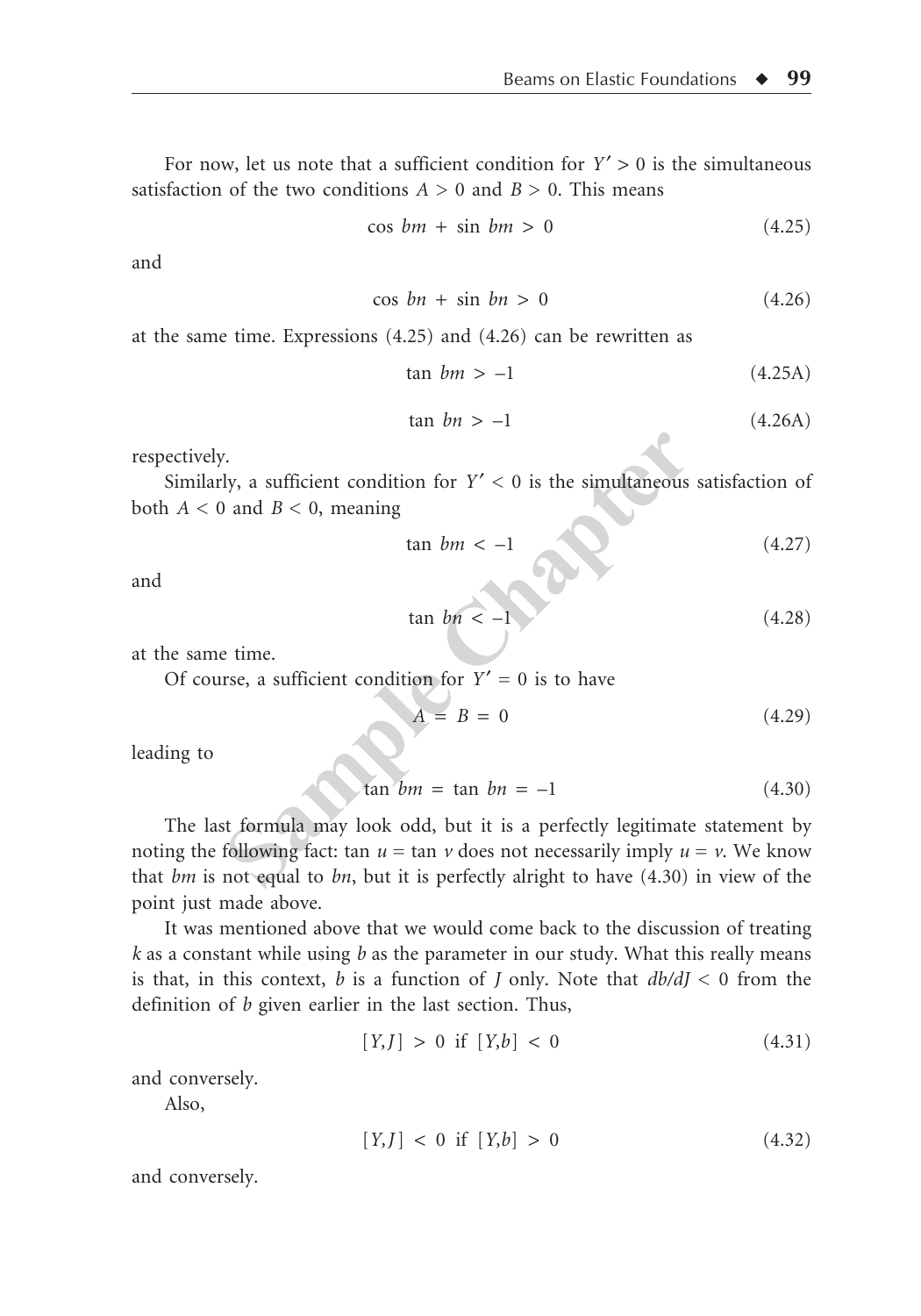For now, let us note that a sufficient condition for $Y' > 0$ is the simultaneous satisfaction of the two conditions $A > 0$ and $B > 0$. This means

$$\cos bm + \sin bm > 0 \tag{4.25}$$

and

$$\cos bn + \sin bn > 0 \tag{4.26}$$

at the same time. Expressions (4.25) and (4.26) can be rewritten as

$$\tan bm > -1 \tag{4.25A}$$

$$\tan bn > -1 \tag{4.26A}$$

respectively.

Similarly, a sufficient condition for $Y' < 0$ is the simultaneous satisfaction of both $A < 0$ and $B < 0$, meaning

$$\tan bm < -1 \tag{4.27}$$

and

$$\tan bn < -1 \tag{4.28}$$

at the same time.

Of course, a sufficient condition for $Y' = 0$ is to have

$$A = B = 0 \tag{4.29}$$

leading to

$$\tan bm = \tan bn = -1 \tag{4.30}$$

The last formula may look odd, but it is a perfectly legitimate statement by noting the following fact: $\tan u = \tan v$ does not necessarily imply $u = v$. We know that $bm$ is not equal to $bn$, but it is perfectly alright to have (4.30) in view of the point just made above.

It was mentioned above that we would come back to the discussion of treating $k$ as a constant while using $b$ as the parameter in our study. What this really means is that, in this context, $b$ is a function of $J$ only. Note that $db/dJ < 0$ from the definition of $b$ given earlier in the last section. Thus,

$$[Y,J] > 0 \text{ if } [Y,b] < 0 \tag{4.31}$$

and conversely.

Also,

$$[Y,J] < 0 \text{ if } [Y,b] > 0 \tag{4.32}$$

and conversely.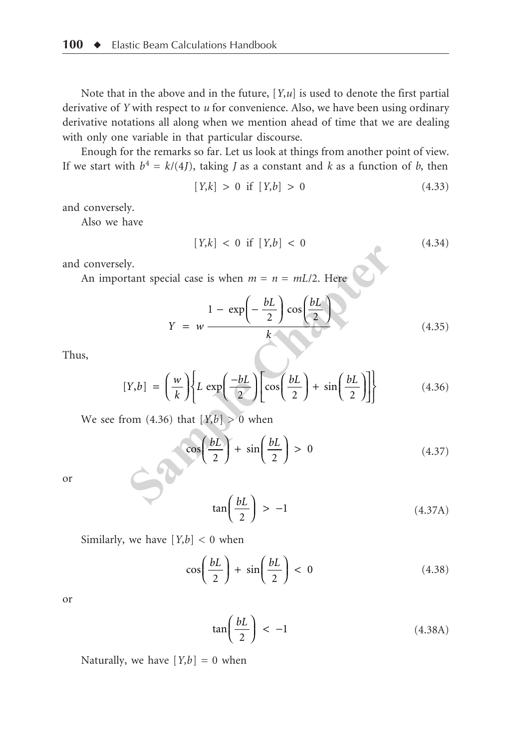Note that in the above and in the future, $[Y,u]$ is used to denote the first partial derivative of $Y$ with respect to $u$ for convenience. Also, we have been using ordinary derivative notations all along when we mention ahead of time that we are dealing with only one variable in that particular discourse.

Enough for the remarks so far. Let us look at things from another point of view. If we start with $b^4 = k/(4J)$, taking $J$ as a constant and $k$ as a function of $b$, then

$$[Y,k] > 0 \text{ if } [Y,b] > 0 \tag{4.33}$$

and conversely.

Also we have

$$[Y,k] < 0 \text{ if } [Y,b] < 0 \tag{4.34}$$

and conversely.

An important special case is when $m = n = mL/2$. Here

$$Y = w \frac{1 - \exp\left(-\frac{bL}{2}\right)\cos\left(\frac{bL}{2}\right)}{k} \tag{4.35}$$

Thus,

$$[Y,b] = \left(\frac{w}{k}\right)\left\{L\exp\left(\frac{-bL}{2}\right)\left[\cos\left(\frac{bL}{2}\right) + \sin\left(\frac{bL}{2}\right)\right]\right\} \tag{4.36}$$

We see from (4.36) that $[Y,b] > 0$ when

$$\cos\left(\frac{bL}{2}\right) + \sin\left(\frac{bL}{2}\right) > 0 \tag{4.37}$$

or

$$\tan\left(\frac{bL}{2}\right) > -1 \tag{4.37A}$$

Similarly, we have $[Y,b] < 0$ when

$$\cos\left(\frac{bL}{2}\right) + \sin\left(\frac{bL}{2}\right) < 0 \tag{4.38}$$

or

$$\tan\left(\frac{bL}{2}\right) < -1 \tag{4.38A}$$

Naturally, we have $[Y,b] = 0$ when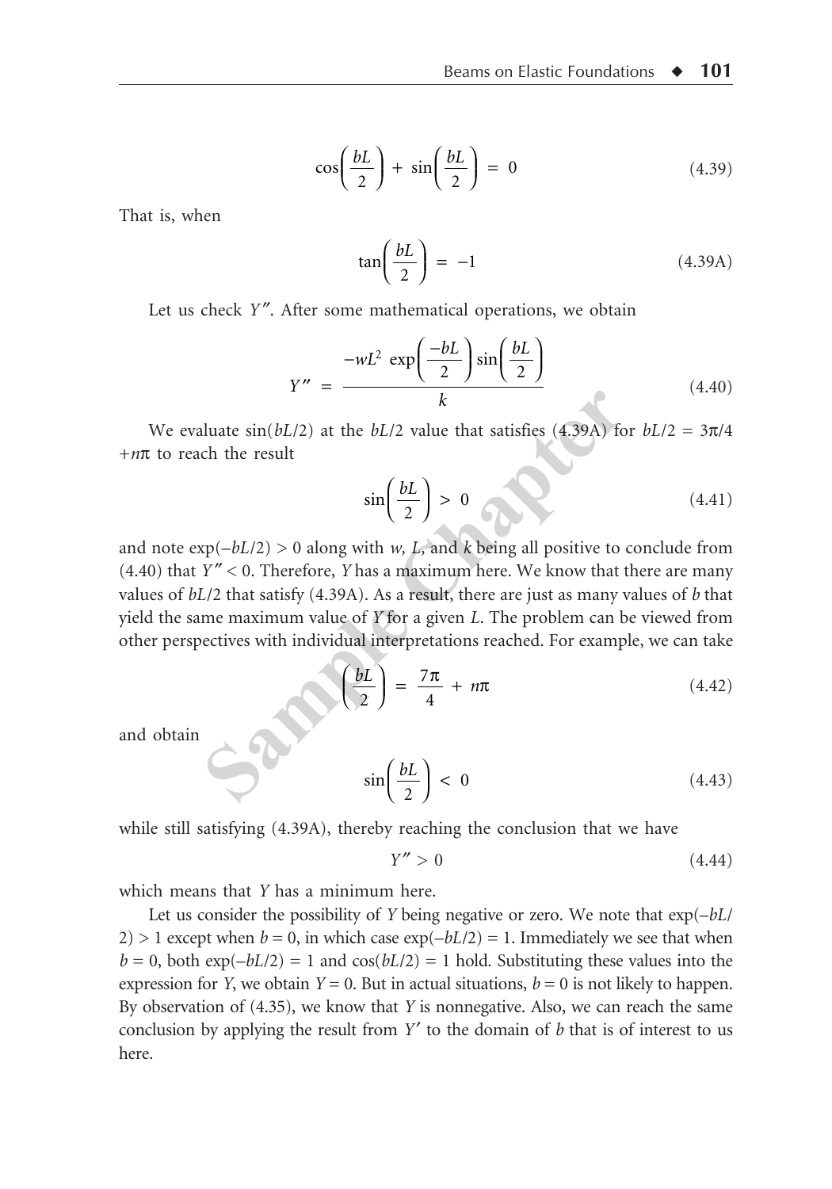$$\cos\left(\frac{bL}{2}\right) + \sin\left(\frac{bL}{2}\right) = 0 \tag{4.39}$$

That is, when

$$\tan\left(\frac{bL}{2}\right) = -1 \tag{4.39A}$$

Let us check $Y''$. After some mathematical operations, we obtain

$$Y'' = \frac{-wL^2 \exp\left(\frac{-bL}{2}\right)\sin\left(\frac{bL}{2}\right)}{k} \tag{4.40}$$

We evaluate $\sin(bL/2)$ at the $bL/2$ value that satisfies (4.39A) for $bL/2 = 3\pi/4 + n\pi$ to reach the result

$$\sin\left(\frac{bL}{2}\right) > 0 \tag{4.41}$$

and note $\exp(-bL/2) > 0$ along with $w$, $L$, and $k$ being all positive to conclude from (4.40) that $Y'' < 0$. Therefore, $Y$ has a maximum here. We know that there are many values of $bL/2$ that satisfy (4.39A). As a result, there are just as many values of $b$ that yield the same maximum value of $Y$ for a given $L$. The problem can be viewed from other perspectives with individual interpretations reached. For example, we can take

$$\left(\frac{bL}{2}\right) = \frac{7\pi}{4} + n\pi \tag{4.42}$$

and obtain

$$\sin\left(\frac{bL}{2}\right) < 0 \tag{4.43}$$

while still satisfying (4.39A), thereby reaching the conclusion that we have

$$Y'' > 0 \tag{4.44}$$

which means that $Y$ has a minimum here.

Let us consider the possibility of $Y$ being negative or zero. We note that $\exp(-bL/2) > 1$ except when $b = 0$, in which case $\exp(-bL/2) = 1$. Immediately we see that when $b = 0$, both $\exp(-bL/2) = 1$ and $\cos(bL/2) = 1$ hold. Substituting these values into the expression for $Y$, we obtain $Y = 0$. But in actual situations, $b = 0$ is not likely to happen. By observation of (4.35), we know that $Y$ is nonnegative. Also, we can reach the same conclusion by applying the result from $Y'$ to the domain of $b$ that is of interest to us here.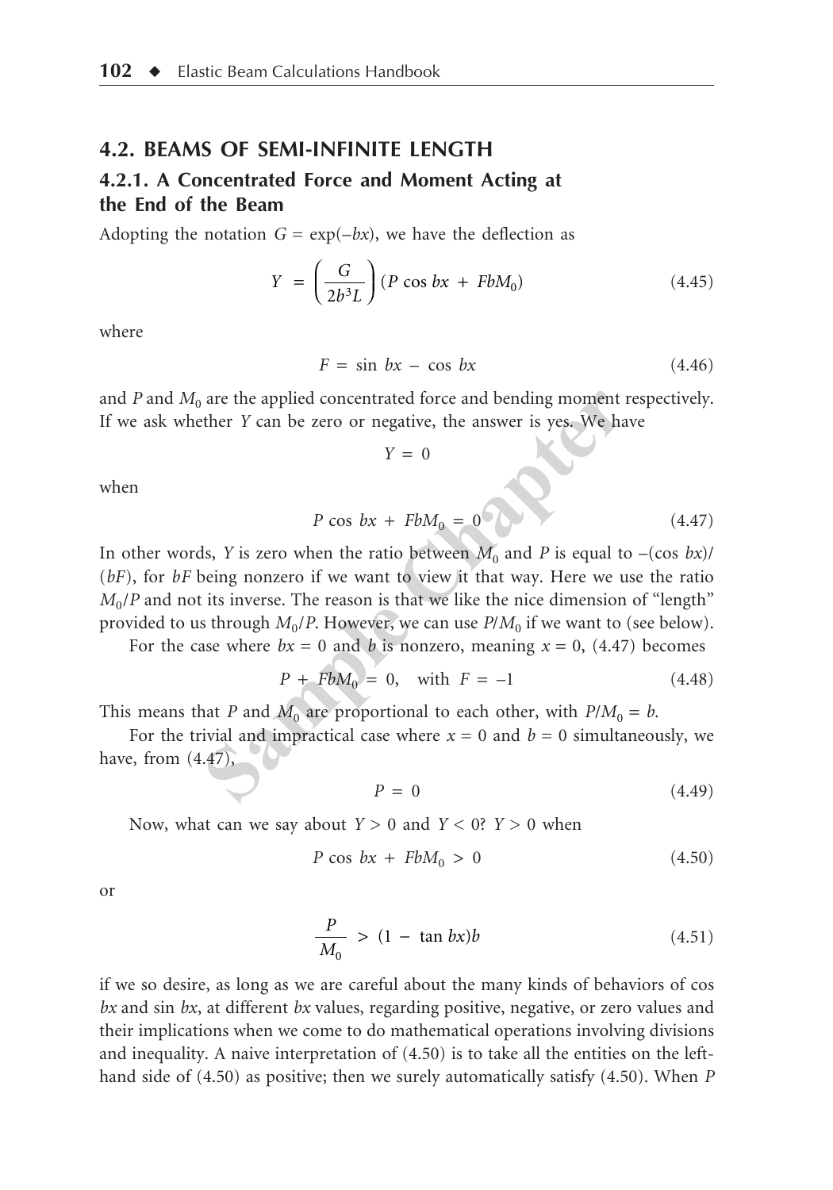## 4.2. BEAMS OF SEMI-INFINITE LENGTH

### 4.2.1. A Concentrated Force and Moment Acting at the End of the Beam

Adopting the notation $G = \exp(-bx)$, we have the deflection as

$$Y = \left(\frac{G}{2b^3 L}\right)(P \cos bx + FbM_0) \tag{4.45}$$

where

$$F = \sin bx - \cos bx \tag{4.46}$$

and $P$ and $M_0$ are the applied concentrated force and bending moment respectively. If we ask whether $Y$ can be zero or negative, the answer is yes. We have

$$Y = 0$$

when

$$P \cos bx + FbM_0 = 0 \tag{4.47}$$

In other words, $Y$ is zero when the ratio between $M_0$ and $P$ is equal to $-(\cos bx)/(bF)$, for $bF$ being nonzero if we want to view it that way. Here we use the ratio $M_0/P$ and not its inverse. The reason is that we like the nice dimension of "length" provided to us through $M_0/P$. However, we can use $P/M_0$ if we want to (see below).

For the case where $bx = 0$ and $b$ is nonzero, meaning $x = 0$, (4.47) becomes

$$P + FbM_0 = 0, \quad \text{with } F = -1 \tag{4.48}$$

This means that $P$ and $M_0$ are proportional to each other, with $P/M_0 = b$.

For the trivial and impractical case where $x = 0$ and $b = 0$ simultaneously, we have, from (4.47),

$$P = 0 \tag{4.49}$$

Now, what can we say about $Y > 0$ and $Y < 0$? $Y > 0$ when

$$P \cos bx + FbM_0 > 0 \tag{4.50}$$

or

$$\frac{P}{M_0} > (1 - \tan bx)b \tag{4.51}$$

if we so desire, as long as we are careful about the many kinds of behaviors of cos $bx$ and sin $bx$, at different $bx$ values, regarding positive, negative, or zero values and their implications when we come to do mathematical operations involving divisions and inequality. A naive interpretation of (4.50) is to take all the entities on the left-hand side of (4.50) as positive; then we surely automatically satisfy (4.50). When $P$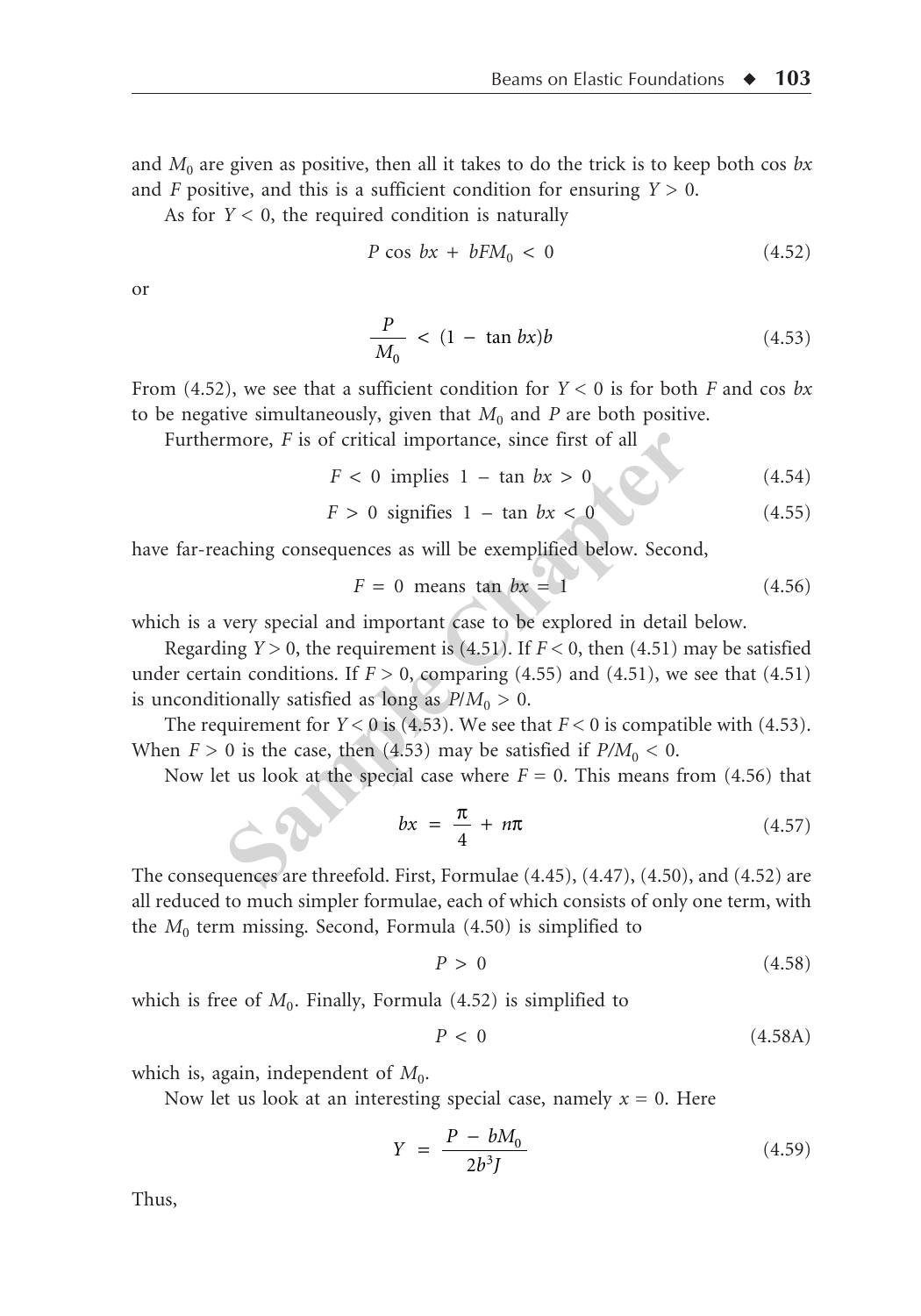and $M_0$ are given as positive, then all it takes to do the trick is to keep both cos $bx$ and $F$ positive, and this is a sufficient condition for ensuring $Y > 0$.

As for $Y < 0$, the required condition is naturally

$$P \cos bx + bFM_0 < 0 \tag{4.52}$$

or

$$\frac{P}{M_0} < (1 - \tan bx)b \tag{4.53}$$

From (4.52), we see that a sufficient condition for $Y < 0$ is for both $F$ and cos $bx$ to be negative simultaneously, given that $M_0$ and $P$ are both positive.

Furthermore, $F$ is of critical importance, since first of all

$$F < 0 \text{ implies } 1 - \tan bx > 0 \tag{4.54}$$

$$F > 0 \text{ signifies } 1 - \tan bx < 0 \tag{4.55}$$

have far-reaching consequences as will be exemplified below. Second,

$$F = 0 \text{ means } \tan bx = 1 \tag{4.56}$$

which is a very special and important case to be explored in detail below.

Regarding $Y > 0$, the requirement is (4.51). If $F < 0$, then (4.51) may be satisfied under certain conditions. If $F > 0$, comparing (4.55) and (4.51), we see that (4.51) is unconditionally satisfied as long as $P/M_0 > 0$.

The requirement for $Y < 0$ is (4.53). We see that $F < 0$ is compatible with (4.53). When $F > 0$ is the case, then (4.53) may be satisfied if $P/M_0 < 0$.

Now let us look at the special case where $F = 0$. This means from (4.56) that

$$bx = \frac{\pi}{4} + n\pi \tag{4.57}$$

The consequences are threefold. First, Formulae (4.45), (4.47), (4.50), and (4.52) are all reduced to much simpler formulae, each of which consists of only one term, with the $M_0$ term missing. Second, Formula (4.50) is simplified to

$$P > 0 \tag{4.58}$$

which is free of $M_0$. Finally, Formula (4.52) is simplified to

$$P < 0 \tag{4.58A}$$

which is, again, independent of $M_0$.

Now let us look at an interesting special case, namely $x = 0$. Here

$$Y = \frac{P - bM_0}{2b^3J} \tag{4.59}$$

Thus,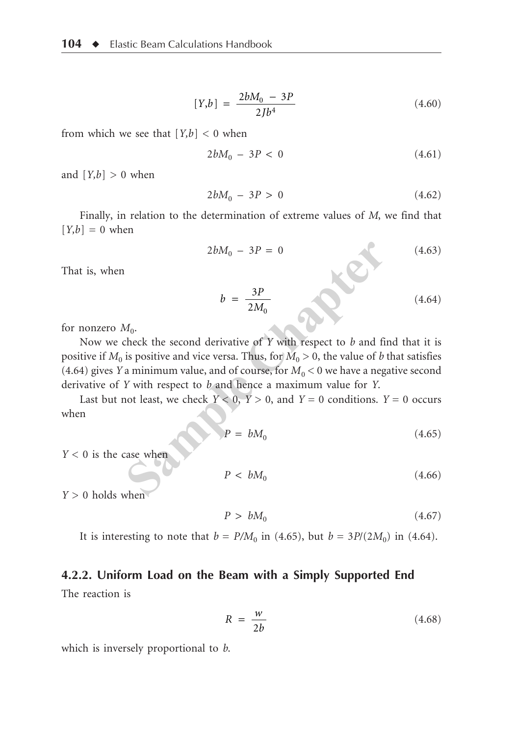$$[Y,b] = \frac{2bM_0 - 3P}{2Jb^4} \tag{4.60}$$

from which we see that $[Y,b] < 0$ when

$$2bM_0 - 3P < 0 \tag{4.61}$$

and $[Y,b] > 0$ when

$$2bM_0 - 3P > 0 \tag{4.62}$$

Finally, in relation to the determination of extreme values of $M$, we find that $[Y,b] = 0$ when

$$2bM_0 - 3P = 0 \tag{4.63}$$

That is, when

$$b = \frac{3P}{2M_0} \tag{4.64}$$

for nonzero $M_0$.

Now we check the second derivative of $Y$ with respect to $b$ and find that it is positive if $M_0$ is positive and vice versa. Thus, for $M_0 > 0$, the value of $b$ that satisfies (4.64) gives $Y$ a minimum value, and of course, for $M_0 < 0$ we have a negative second derivative of $Y$ with respect to $b$ and hence a maximum value for $Y$.

Last but not least, we check $Y < 0$, $Y > 0$, and $Y = 0$ conditions. $Y = 0$ occurs when

$$P = bM_0 \tag{4.65}$$

$Y < 0$ is the case when

$$P < bM_0 \tag{4.66}$$

$Y > 0$ holds when

$$P > bM_0 \tag{4.67}$$

It is interesting to note that $b = P/M_0$ in (4.65), but $b = 3P/(2M_0)$ in (4.64).

### 4.2.2. Uniform Load on the Beam with a Simply Supported End

The reaction is

$$R = \frac{w}{2b} \tag{4.68}$$

which is inversely proportional to $b$.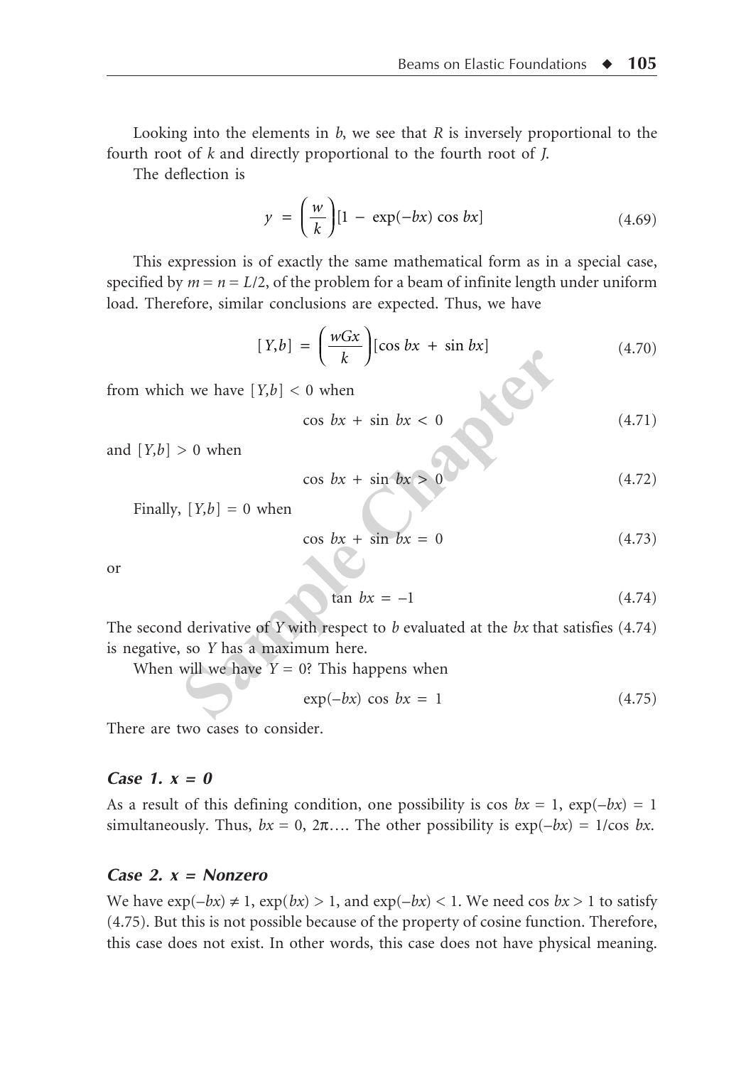Looking into the elements in $b$, we see that $R$ is inversely proportional to the fourth root of $k$ and directly proportional to the fourth root of $J$.

The deflection is

$$y = \left(\frac{w}{k}\right)[1 - \exp(-bx)\cos bx] \tag{4.69}$$

This expression is of exactly the same mathematical form as in a special case, specified by $m = n = L/2$, of the problem for a beam of infinite length under uniform load. Therefore, similar conclusions are expected. Thus, we have

$$[Y,b] = \left(\frac{wGx}{k}\right)[\cos bx + \sin bx] \tag{4.70}$$

from which we have $[Y,b] < 0$ when

$$\cos bx + \sin bx < 0 \tag{4.71}$$

and $[Y,b] > 0$ when

$$\cos bx + \sin bx > 0 \tag{4.72}$$

Finally, $[Y,b] = 0$ when

$$\cos bx + \sin bx = 0 \tag{4.73}$$

or

$$\tan bx = -1 \tag{4.74}$$

The second derivative of $Y$ with respect to $b$ evaluated at the $bx$ that satisfies (4.74) is negative, so $Y$ has a maximum here.

When will we have $Y = 0$? This happens when

$$\exp(-bx)\cos bx = 1 \tag{4.75}$$

There are two cases to consider.

### *Case 1. x = 0*

As a result of this defining condition, one possibility is $\cos bx = 1$, $\exp(-bx) = 1$ simultaneously. Thus, $bx = 0, 2\pi\ldots$ The other possibility is $\exp(-bx) = 1/\cos bx$.

### *Case 2. x = Nonzero*

We have $\exp(-bx) \neq 1$, $\exp(bx) > 1$, and $\exp(-bx) < 1$. We need $\cos bx > 1$ to satisfy (4.75). But this is not possible because of the property of cosine function. Therefore, this case does not exist. In other words, this case does not have physical meaning.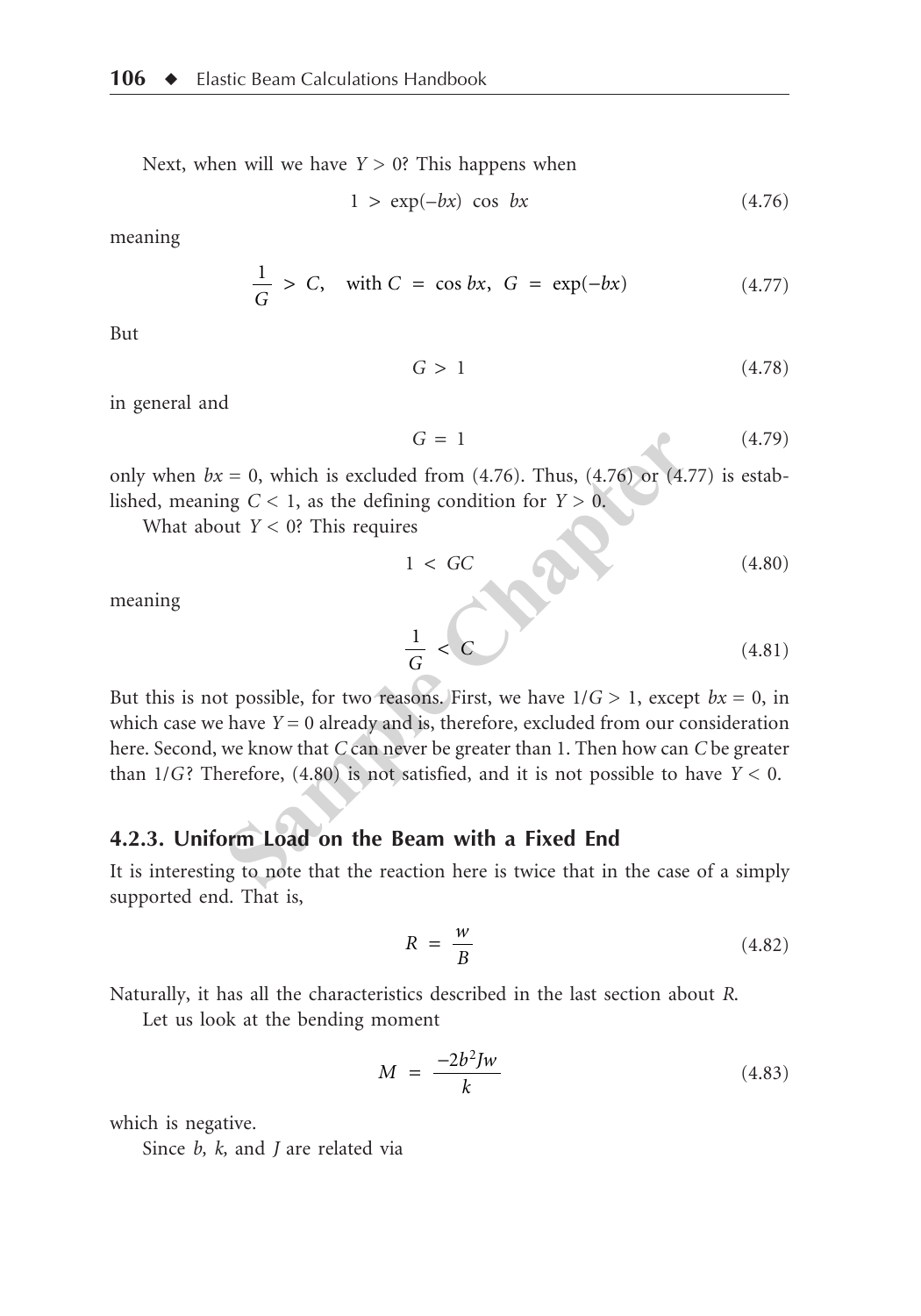Next, when will we have $Y > 0$? This happens when

$$1 > \exp(-bx) \cos bx \tag{4.76}$$

meaning

$$\frac{1}{G} > C, \quad \text{with } C = \cos bx, \ G = \exp(-bx) \tag{4.77}$$

But

$$G > 1 \tag{4.78}$$

in general and

$$G = 1 \tag{4.79}$$

only when $bx = 0$, which is excluded from (4.76). Thus, (4.76) or (4.77) is established, meaning $C < 1$, as the defining condition for $Y > 0$.

What about $Y < 0$? This requires

$$1 < GC \tag{4.80}$$

meaning

$$\frac{1}{G} < C \tag{4.81}$$

But this is not possible, for two reasons. First, we have $1/G > 1$, except $bx = 0$, in which case we have $Y = 0$ already and is, therefore, excluded from our consideration here. Second, we know that $C$ can never be greater than 1. Then how can $C$ be greater than $1/G$? Therefore, (4.80) is not satisfied, and it is not possible to have $Y < 0$.

### 4.2.3. Uniform Load on the Beam with a Fixed End

It is interesting to note that the reaction here is twice that in the case of a simply supported end. That is,

$$R = \frac{w}{B} \tag{4.82}$$

Naturally, it has all the characteristics described in the last section about $R$.

Let us look at the bending moment

$$M = \frac{-2b^2 Jw}{k} \tag{4.83}$$

which is negative.

Since $b$, $k$, and $J$ are related via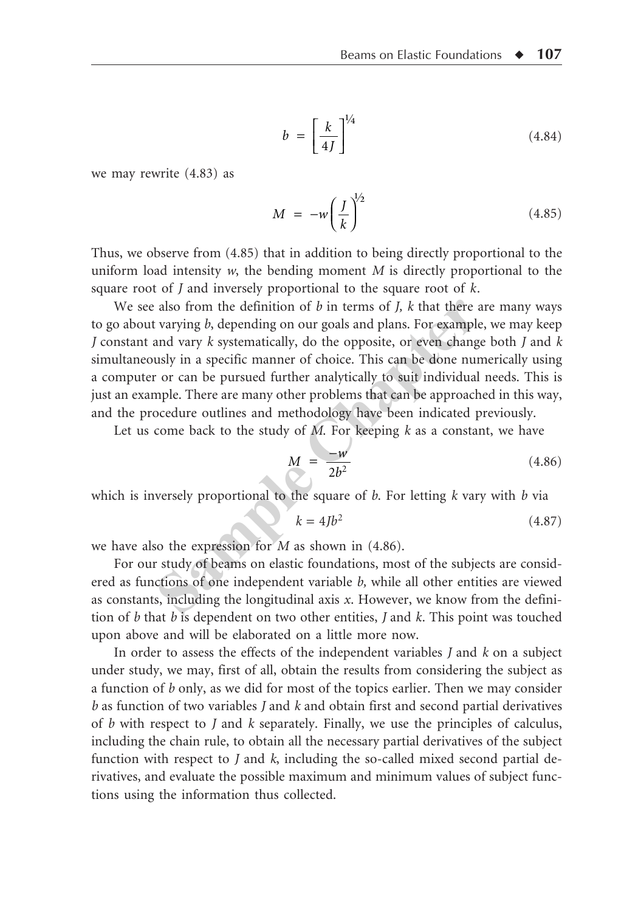$$b = \left[ \frac{k}{4J} \right]^{1/4} \tag{4.84}$$

we may rewrite (4.83) as

$$M = -w\left( \frac{J}{k} \right)^{1/2} \tag{4.85}$$

Thus, we observe from (4.85) that in addition to being directly proportional to the uniform load intensity $w$, the bending moment $M$ is directly proportional to the square root of $J$ and inversely proportional to the square root of $k$.

We see also from the definition of $b$ in terms of $J$, $k$ that there are many ways to go about varying $b$, depending on our goals and plans. For example, we may keep $J$ constant and vary $k$ systematically, do the opposite, or even change both $J$ and $k$ simultaneously in a specific manner of choice. This can be done numerically using a computer or can be pursued further analytically to suit individual needs. This is just an example. There are many other problems that can be approached in this way, and the procedure outlines and methodology have been indicated previously.

Let us come back to the study of $M$. For keeping $k$ as a constant, we have

$$M = \frac{-w}{2b^2} \tag{4.86}$$

which is inversely proportional to the square of $b$. For letting $k$ vary with $b$ via

$$k = 4Jb^2 \tag{4.87}$$

we have also the expression for $M$ as shown in (4.86).

For our study of beams on elastic foundations, most of the subjects are considered as functions of one independent variable $b$, while all other entities are viewed as constants, including the longitudinal axis $x$. However, we know from the definition of $b$ that $b$ is dependent on two other entities, $J$ and $k$. This point was touched upon above and will be elaborated on a little more now.

In order to assess the effects of the independent variables $J$ and $k$ on a subject under study, we may, first of all, obtain the results from considering the subject as a function of $b$ only, as we did for most of the topics earlier. Then we may consider $b$ as function of two variables $J$ and $k$ and obtain first and second partial derivatives of $b$ with respect to $J$ and $k$ separately. Finally, we use the principles of calculus, including the chain rule, to obtain all the necessary partial derivatives of the subject function with respect to $J$ and $k$, including the so-called mixed second partial derivatives, and evaluate the possible maximum and minimum values of subject functions using the information thus collected.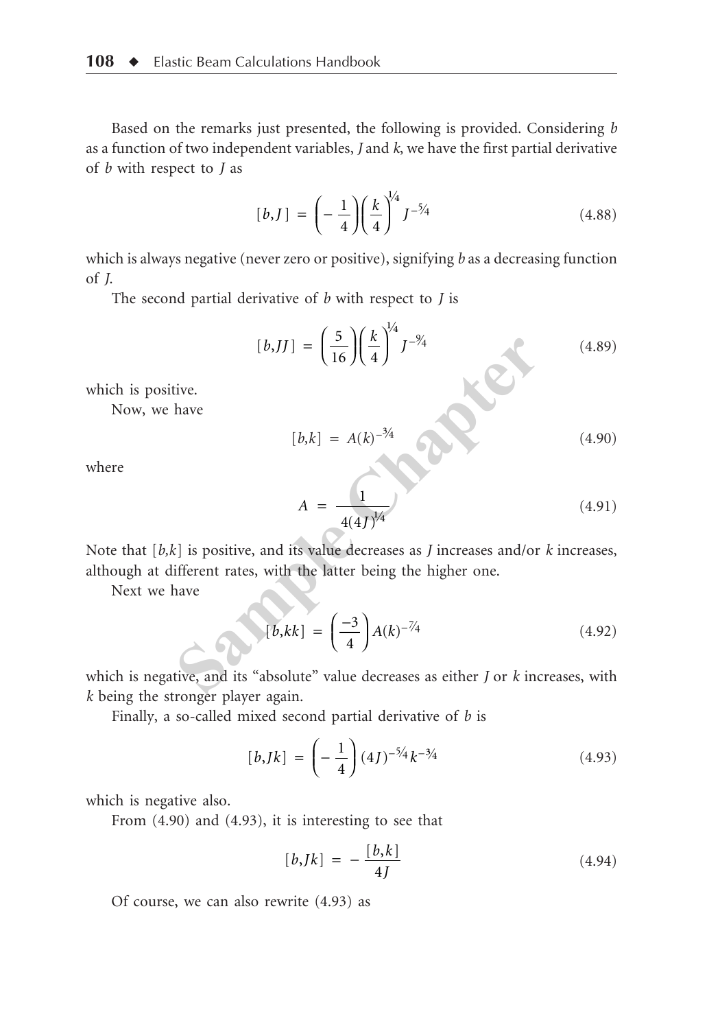Based on the remarks just presented, the following is provided. Considering $b$ as a function of two independent variables, $J$ and $k$, we have the first partial derivative of $b$ with respect to $J$ as

$$[b,J] = \left(-\frac{1}{4}\right)\left(\frac{k}{4}\right)^{1/4} J^{-5/4} \tag{4.88}$$

which is always negative (never zero or positive), signifying $b$ as a decreasing function of $J$.

The second partial derivative of $b$ with respect to $J$ is

$$[b,JJ] = \left(\frac{5}{16}\right)\left(\frac{k}{4}\right)^{1/4} J^{-9/4} \tag{4.89}$$

which is positive.

Now, we have

$$[b,k] = A(k)^{-3/4} \tag{4.90}$$

where

$$A = \frac{1}{4(4J)^{1/4}} \tag{4.91}$$

Note that $[b,k]$ is positive, and its value decreases as $J$ increases and/or $k$ increases, although at different rates, with the latter being the higher one.

Next we have

$$[b,kk] = \left(\frac{-3}{4}\right)A(k)^{-7/4} \tag{4.92}$$

which is negative, and its "absolute" value decreases as either $J$ or $k$ increases, with $k$ being the stronger player again.

Finally, a so-called mixed second partial derivative of $b$ is

$$[b,Jk] = \left(-\frac{1}{4}\right)(4J)^{-5/4} k^{-3/4} \tag{4.93}$$

which is negative also.

From (4.90) and (4.93), it is interesting to see that

$$[b,Jk] = -\frac{[b,k]}{4J} \tag{4.94}$$

Of course, we can also rewrite (4.93) as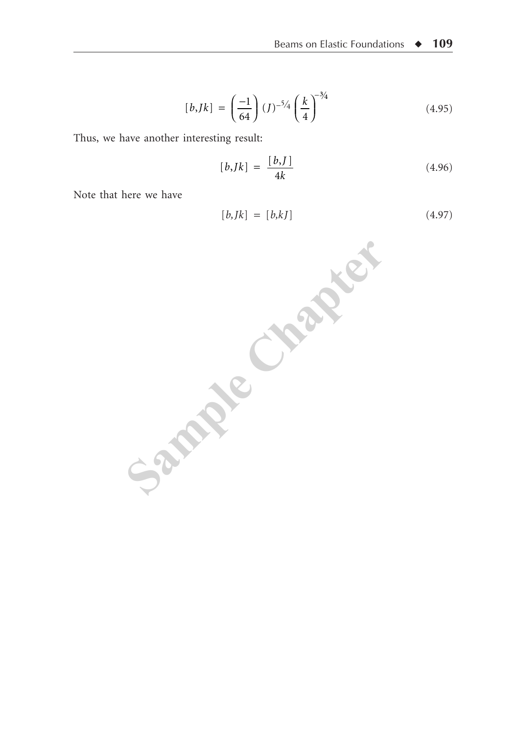$$[b,Jk] = \left(\frac{-1}{64}\right)(J)^{-5/4}\left(\frac{k}{4}\right)^{-3/4} \tag{4.95}$$

Thus, we have another interesting result:

$$[b,Jk] = \frac{[b,J]}{4k} \tag{4.96}$$

Note that here we have

$$[b,Jk] = [b,kJ] \tag{4.97}$$